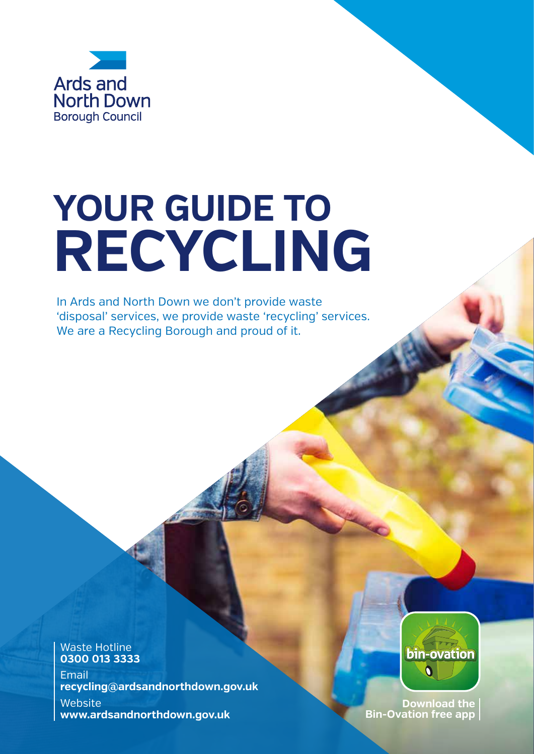Ards and North Down Borough Council

# YOUR GUIDE TO RECYCLING

In Ards and North Down we don't provide waste 'disposal' services, we provide waste 'recycling' services. We are a Recycling Borough and proud of it.

Waste Hotline
**0300 013 3333**

Email
**recycling@ardsandnorthdown.gov.uk**

Website
**www.ardsandnorthdown.gov.uk**

bin-ovation

**Download the Bin-Ovation free app**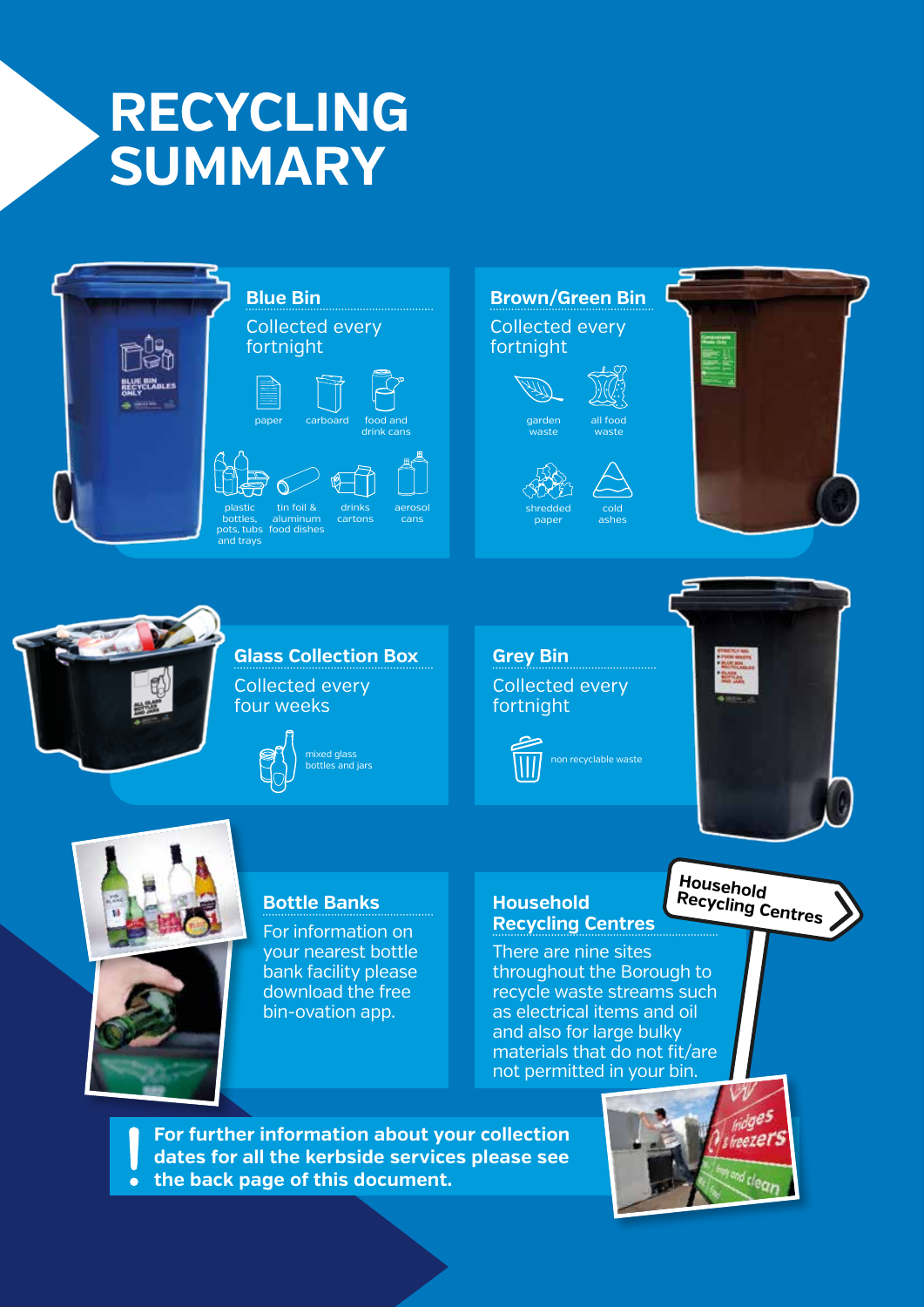# RECYCLING SUMMARY

## Blue Bin

Collected every fortnight

- paper
- carboard
- food and drink cans
- plastic bottles, pots, tubs and trays
- tin foil & aluminum food dishes
- drinks cartons
- aerosol cans

## Brown/Green Bin

Collected every fortnight

- garden waste
- all food waste
- shredded paper
- cold ashes

## Glass Collection Box

Collected every four weeks

- mixed glass bottles and jars

## Grey Bin

Collected every fortnight

- non recyclable waste

## Bottle Banks

For information on your nearest bottle bank facility please download the free bin-ovation app.

## Household Recycling Centres

There are nine sites throughout the Borough to recycle waste streams such as electrical items and oil and also for large bulky materials that do not fit/are not permitted in your bin.

**For further information about your collection dates for all the kerbside services please see the back page of this document.**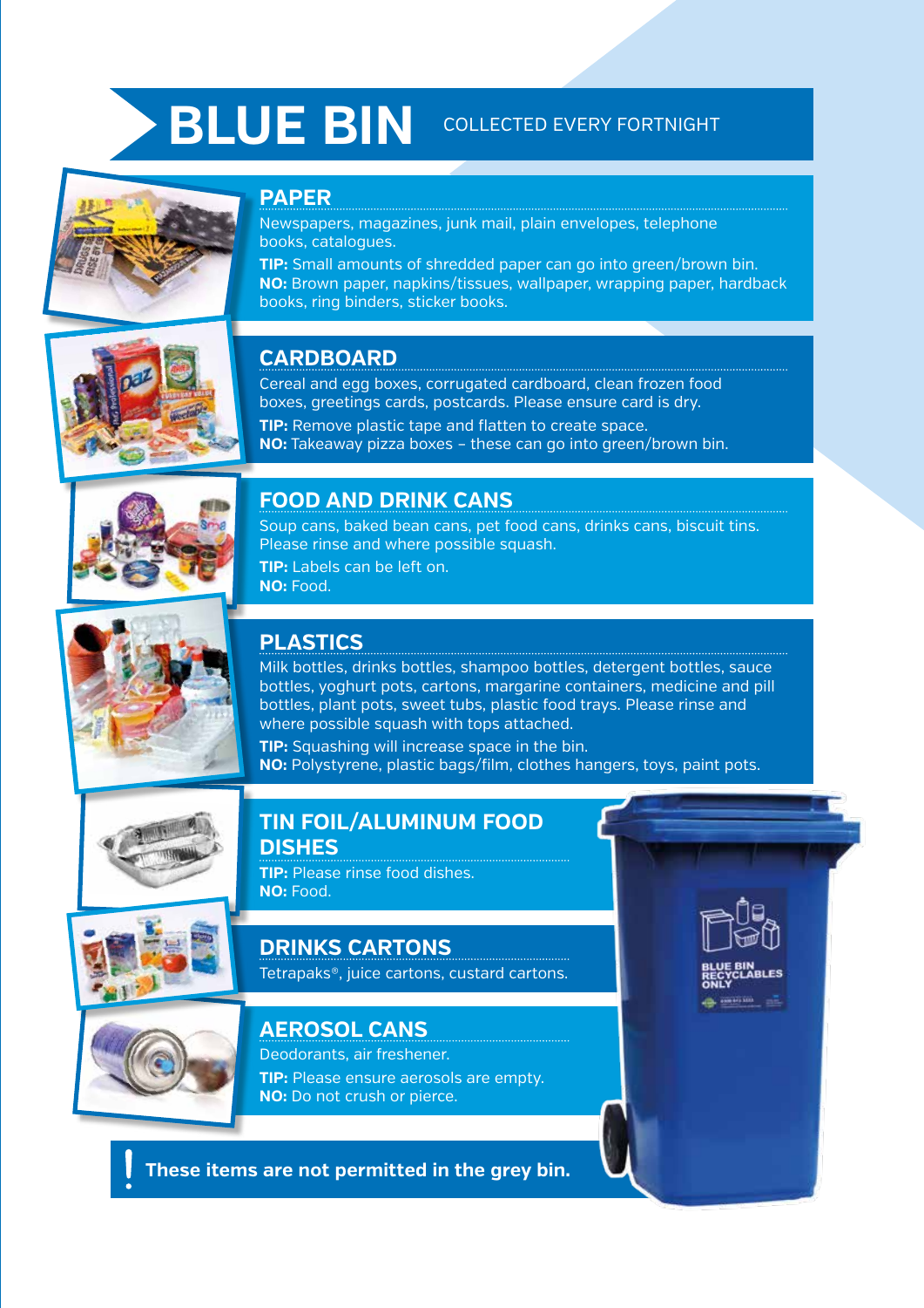# BLUE BIN

COLLECTED EVERY FORTNIGHT

## PAPER

Newspapers, magazines, junk mail, plain envelopes, telephone books, catalogues.

**TIP:** Small amounts of shredded paper can go into green/brown bin.

**NO:** Brown paper, napkins/tissues, wallpaper, wrapping paper, hardback books, ring binders, sticker books.

## CARDBOARD

Cereal and egg boxes, corrugated cardboard, clean frozen food boxes, greetings cards, postcards. Please ensure card is dry.

**TIP:** Remove plastic tape and flatten to create space.

**NO:** Takeaway pizza boxes – these can go into green/brown bin.

## FOOD AND DRINK CANS

Soup cans, baked bean cans, pet food cans, drinks cans, biscuit tins. Please rinse and where possible squash.

**TIP:** Labels can be left on.

**NO:** Food.

## PLASTICS

Milk bottles, drinks bottles, shampoo bottles, detergent bottles, sauce bottles, yoghurt pots, cartons, margarine containers, medicine and pill bottles, plant pots, sweet tubs, plastic food trays. Please rinse and where possible squash with tops attached.

**TIP:** Squashing will increase space in the bin.

**NO:** Polystyrene, plastic bags/film, clothes hangers, toys, paint pots.

## TIN FOIL/ALUMINUM FOOD DISHES

**TIP:** Please rinse food dishes.

**NO:** Food.

## DRINKS CARTONS

Tetrapaks®, juice cartons, custard cartons.

## AEROSOL CANS

Deodorants, air freshener.

**TIP:** Please ensure aerosols are empty.

**NO:** Do not crush or pierce.

**! These items are not permitted in the grey bin.**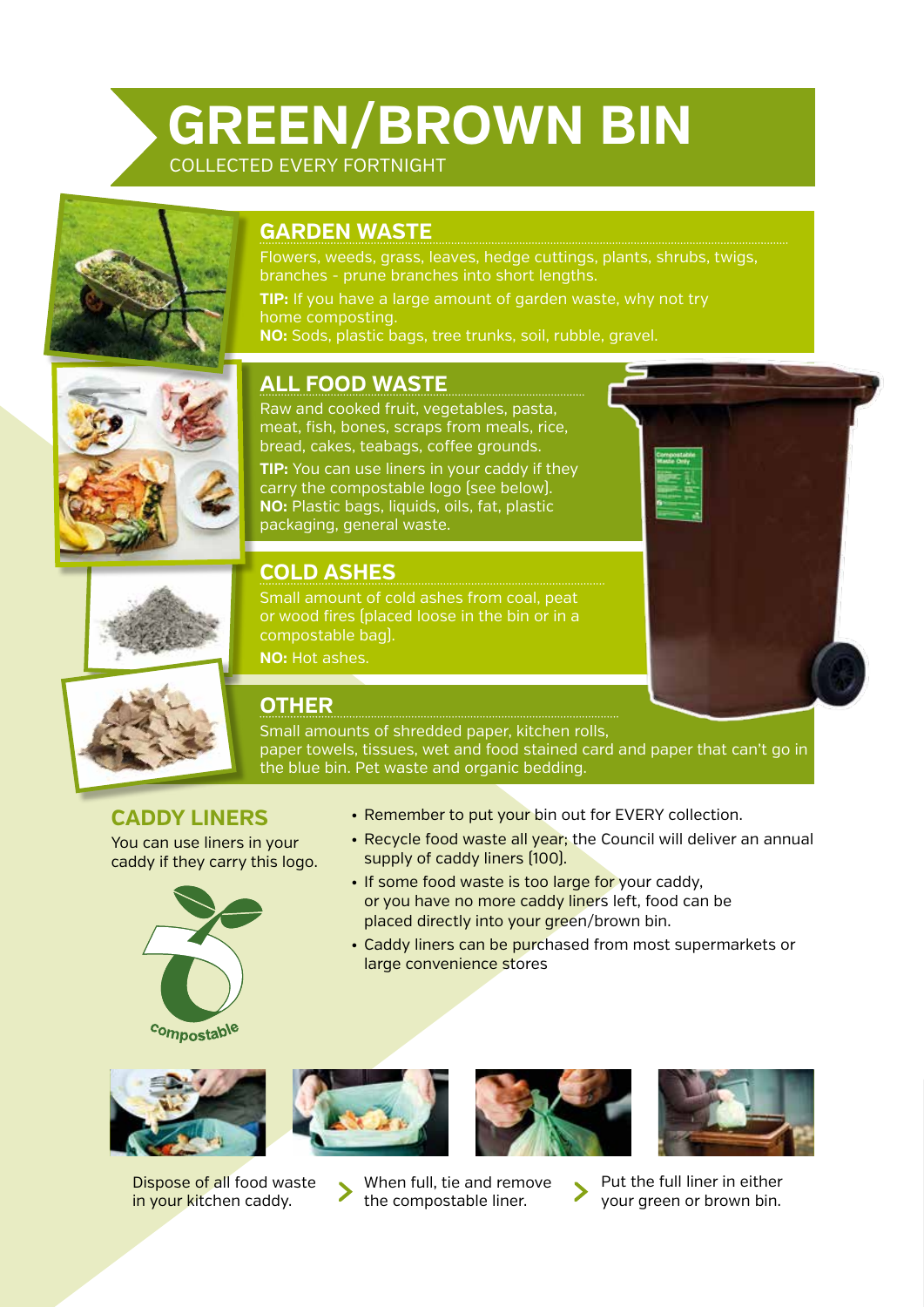# GREEN/BROWN BIN

COLLECTED EVERY FORTNIGHT

## GARDEN WASTE

Flowers, weeds, grass, leaves, hedge cuttings, plants, shrubs, twigs, branches - prune branches into short lengths.

**TIP:** If you have a large amount of garden waste, why not try home composting.

**NO:** Sods, plastic bags, tree trunks, soil, rubble, gravel.

## ALL FOOD WASTE

Raw and cooked fruit, vegetables, pasta, meat, fish, bones, scraps from meals, rice, bread, cakes, teabags, coffee grounds.

**TIP:** You can use liners in your caddy if they carry the compostable logo (see below).

**NO:** Plastic bags, liquids, oils, fat, plastic packaging, general waste.

## COLD ASHES

Small amount of cold ashes from coal, peat or wood fires (placed loose in the bin or in a compostable bag).

**NO:** Hot ashes.

## OTHER

Small amounts of shredded paper, kitchen rolls, paper towels, tissues, wet and food stained card and paper that can't go in the blue bin. Pet waste and organic bedding.

## CADDY LINERS

You can use liners in your caddy if they carry this logo.

compostable

- Remember to put your bin out for EVERY collection.
- Recycle food waste all year; the Council will deliver an annual supply of caddy liners (100).
- If some food waste is too large for your caddy, or you have no more caddy liners left, food can be placed directly into your green/brown bin.
- Caddy liners can be purchased from most supermarkets or large convenience stores

Dispose of all food waste in your kitchen caddy. > When full, tie and remove the compostable liner. > Put the full liner in either your green or brown bin.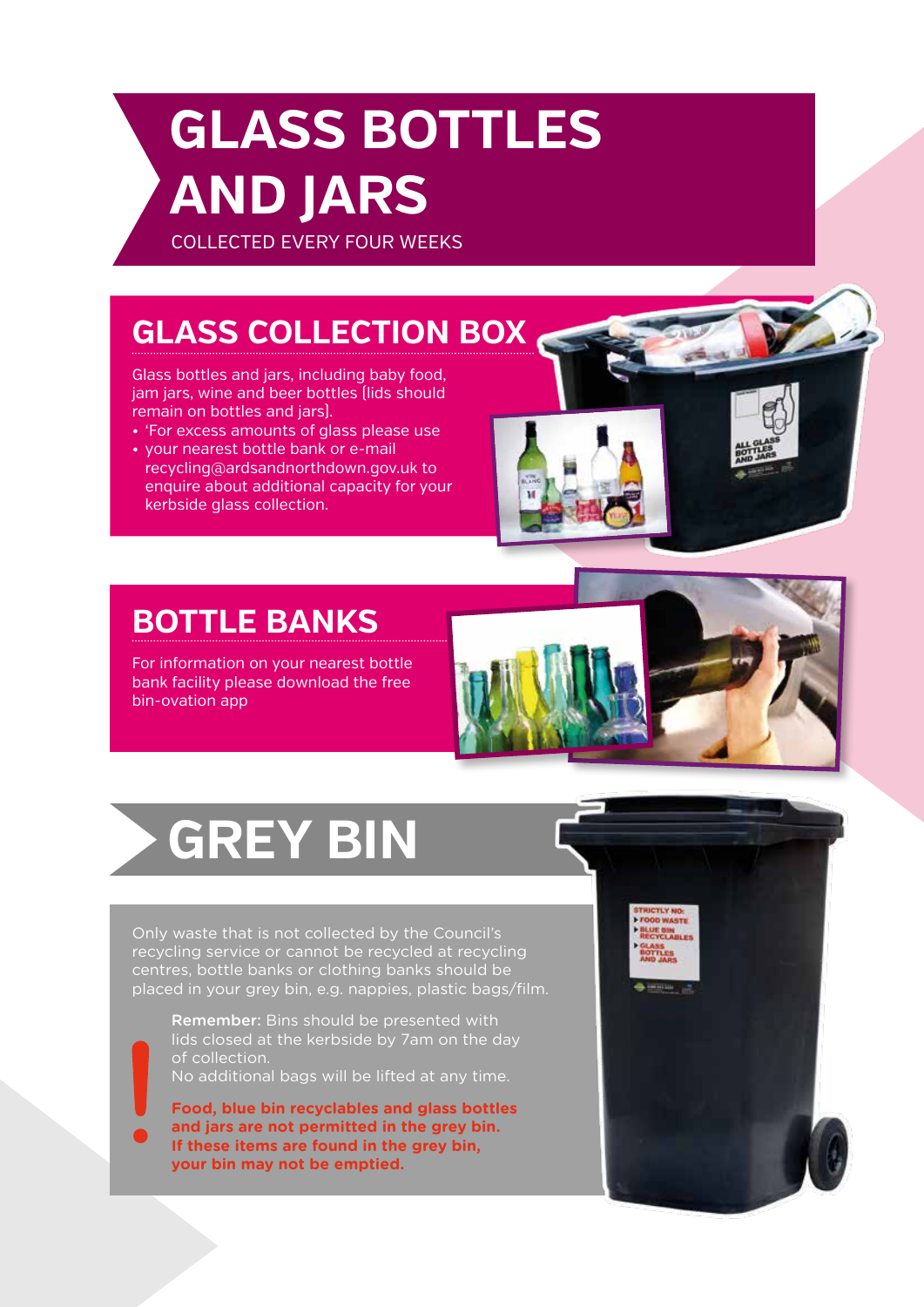# GLASS BOTTLES AND JARS

COLLECTED EVERY FOUR WEEKS

## GLASS COLLECTION BOX

Glass bottles and jars, including baby food, jam jars, wine and beer bottles (lids should remain on bottles and jars).

- 'For excess amounts of glass please use
- your nearest bottle bank or e-mail recycling@ardsandnorthdown.gov.uk to enquire about additional capacity for your kerbside glass collection.

## BOTTLE BANKS

For information on your nearest bottle bank facility please download the free bin-ovation app

# GREY BIN

Only waste that is not collected by the Council's recycling service or cannot be recycled at recycling centres, bottle banks or clothing banks should be placed in your grey bin, e.g. nappies, plastic bags/film.

**Remember:** Bins should be presented with lids closed at the kerbside by 7am on the day of collection.
No additional bags will be lifted at any time.

**Food, blue bin recyclables and glass bottles and jars are not permitted in the grey bin. If these items are found in the grey bin, your bin may not be emptied.**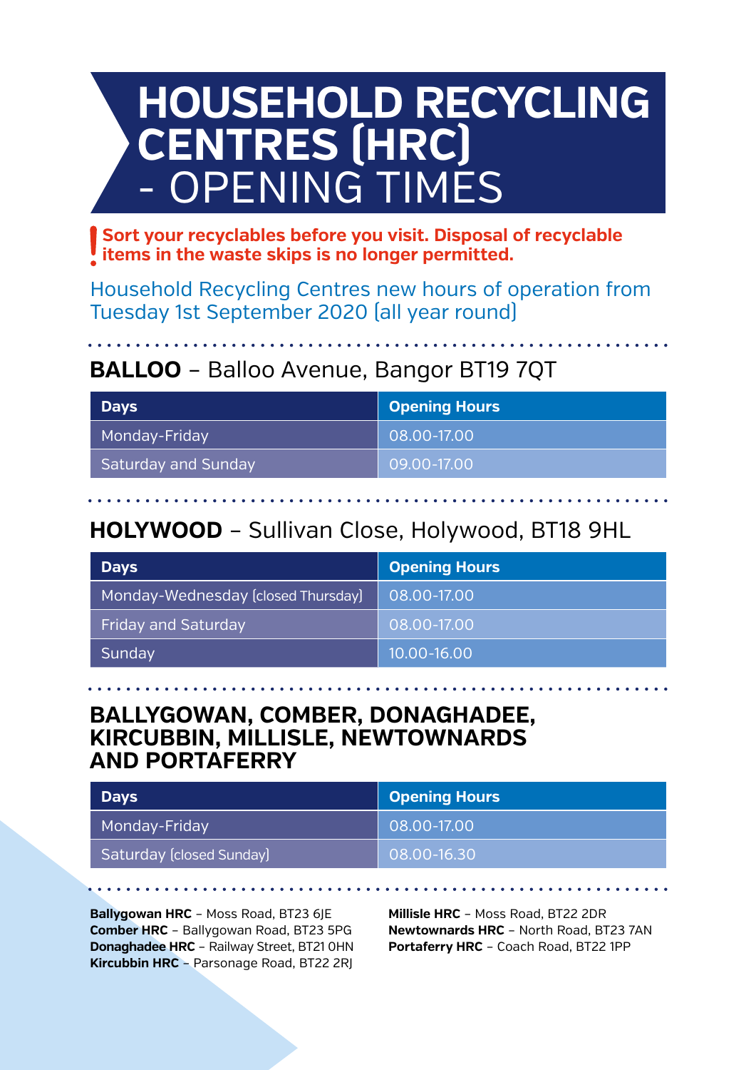# HOUSEHOLD RECYCLING CENTRES (HRC) - OPENING TIMES

**! Sort your recyclables before you visit. Disposal of recyclable items in the waste skips is no longer permitted.**

Household Recycling Centres new hours of operation from Tuesday 1st September 2020 (all year round)

## BALLOO – Balloo Avenue, Bangor BT19 7QT

| Days | Opening Hours |
|---|---|
| Monday-Friday | 08.00-17.00 |
| Saturday and Sunday | 09.00-17.00 |

## HOLYWOOD – Sullivan Close, Holywood, BT18 9HL

| Days | Opening Hours |
|---|---|
| Monday-Wednesday (closed Thursday) | 08.00-17.00 |
| Friday and Saturday | 08.00-17.00 |
| Sunday | 10.00-16.00 |

## BALLYGOWAN, COMBER, DONAGHADEE, KIRCUBBIN, MILLISLE, NEWTOWNARDS AND PORTAFERRY

| Days | Opening Hours |
|---|---|
| Monday-Friday | 08.00-17.00 |
| Saturday (closed Sunday) | 08.00-16.30 |

**Ballygowan HRC** – Moss Road, BT23 6JE
**Comber HRC** – Ballygowan Road, BT23 5PG
**Donaghadee HRC** – Railway Street, BT21 0HN
**Kircubbin HRC** – Parsonage Road, BT22 2RJ
**Millisle HRC** – Moss Road, BT22 2DR
**Newtownards HRC** – North Road, BT23 7AN
**Portaferry HRC** – Coach Road, BT22 1PP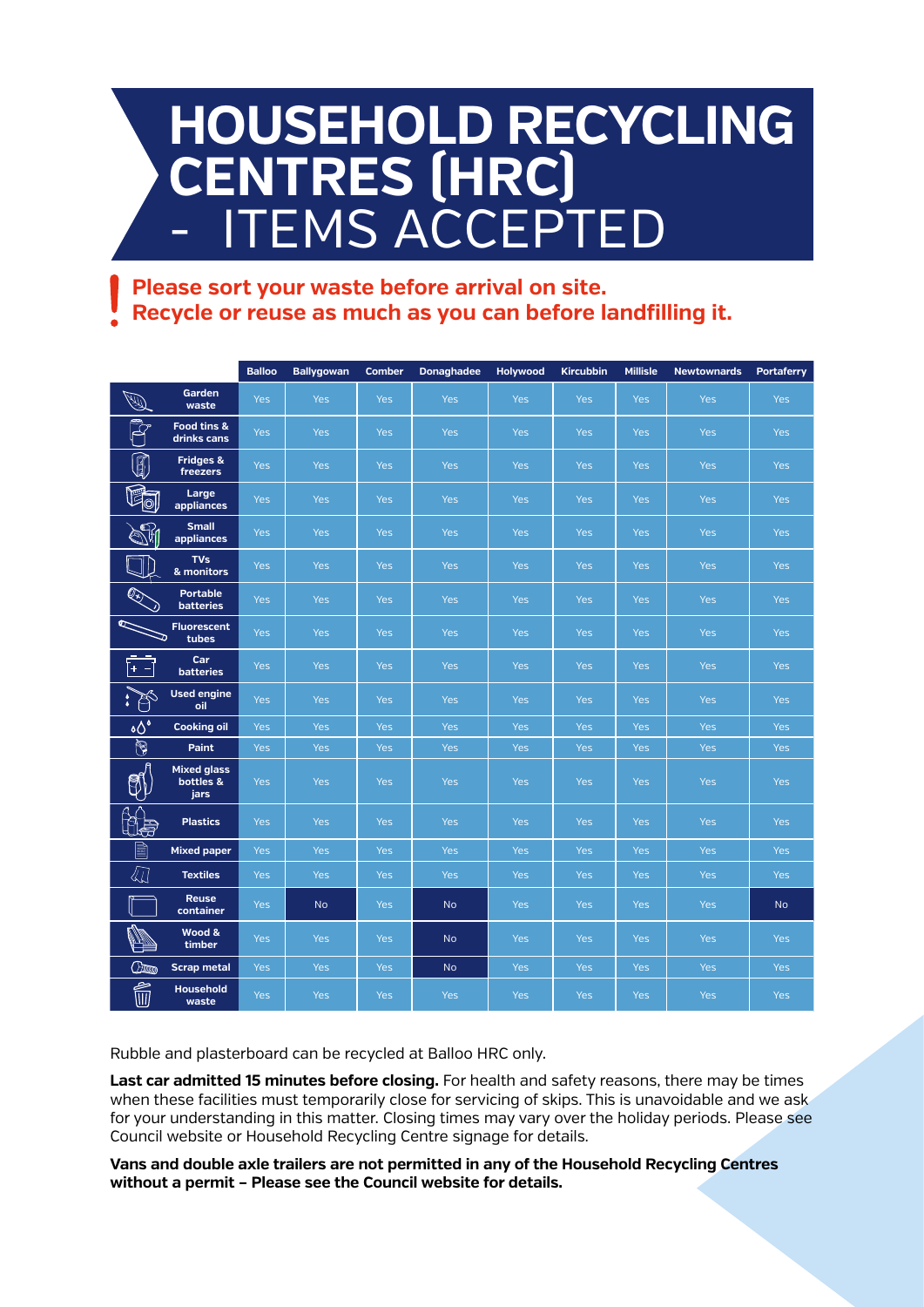# HOUSEHOLD RECYCLING CENTRES (HRC) - ITEMS ACCEPTED

**Please sort your waste before arrival on site.**
**Recycle or reuse as much as you can before landfilling it.**

| | Balloo | Ballygowan | Comber | Donaghadee | Holywood | Kircubbin | Millisle | Newtownards | Portaferry |
|---|---|---|---|---|---|---|---|---|---|
| Garden waste | Yes | Yes | Yes | Yes | Yes | Yes | Yes | Yes | Yes |
| Food tins & drinks cans | Yes | Yes | Yes | Yes | Yes | Yes | Yes | Yes | Yes |
| Fridges & freezers | Yes | Yes | Yes | Yes | Yes | Yes | Yes | Yes | Yes |
| Large appliances | Yes | Yes | Yes | Yes | Yes | Yes | Yes | Yes | Yes |
| Small appliances | Yes | Yes | Yes | Yes | Yes | Yes | Yes | Yes | Yes |
| TVs & monitors | Yes | Yes | Yes | Yes | Yes | Yes | Yes | Yes | Yes |
| Portable batteries | Yes | Yes | Yes | Yes | Yes | Yes | Yes | Yes | Yes |
| Fluorescent tubes | Yes | Yes | Yes | Yes | Yes | Yes | Yes | Yes | Yes |
| Car batteries | Yes | Yes | Yes | Yes | Yes | Yes | Yes | Yes | Yes |
| Used engine oil | Yes | Yes | Yes | Yes | Yes | Yes | Yes | Yes | Yes |
| Cooking oil | Yes | Yes | Yes | Yes | Yes | Yes | Yes | Yes | Yes |
| Paint | Yes | Yes | Yes | Yes | Yes | Yes | Yes | Yes | Yes |
| Mixed glass bottles & jars | Yes | Yes | Yes | Yes | Yes | Yes | Yes | Yes | Yes |
| Plastics | Yes | Yes | Yes | Yes | Yes | Yes | Yes | Yes | Yes |
| Mixed paper | Yes | Yes | Yes | Yes | Yes | Yes | Yes | Yes | Yes |
| Textiles | Yes | Yes | Yes | Yes | Yes | Yes | Yes | Yes | Yes |
| Reuse container | Yes | No | Yes | No | Yes | Yes | Yes | Yes | No |
| Wood & timber | Yes | Yes | Yes | No | Yes | Yes | Yes | Yes | Yes |
| Scrap metal | Yes | Yes | Yes | No | Yes | Yes | Yes | Yes | Yes |
| Household waste | Yes | Yes | Yes | Yes | Yes | Yes | Yes | Yes | Yes |

Rubble and plasterboard can be recycled at Balloo HRC only.

**Last car admitted 15 minutes before closing.** For health and safety reasons, there may be times when these facilities must temporarily close for servicing of skips. This is unavoidable and we ask for your understanding in this matter. Closing times may vary over the holiday periods. Please see Council website or Household Recycling Centre signage for details.

**Vans and double axle trailers are not permitted in any of the Household Recycling Centres without a permit – Please see the Council website for details.**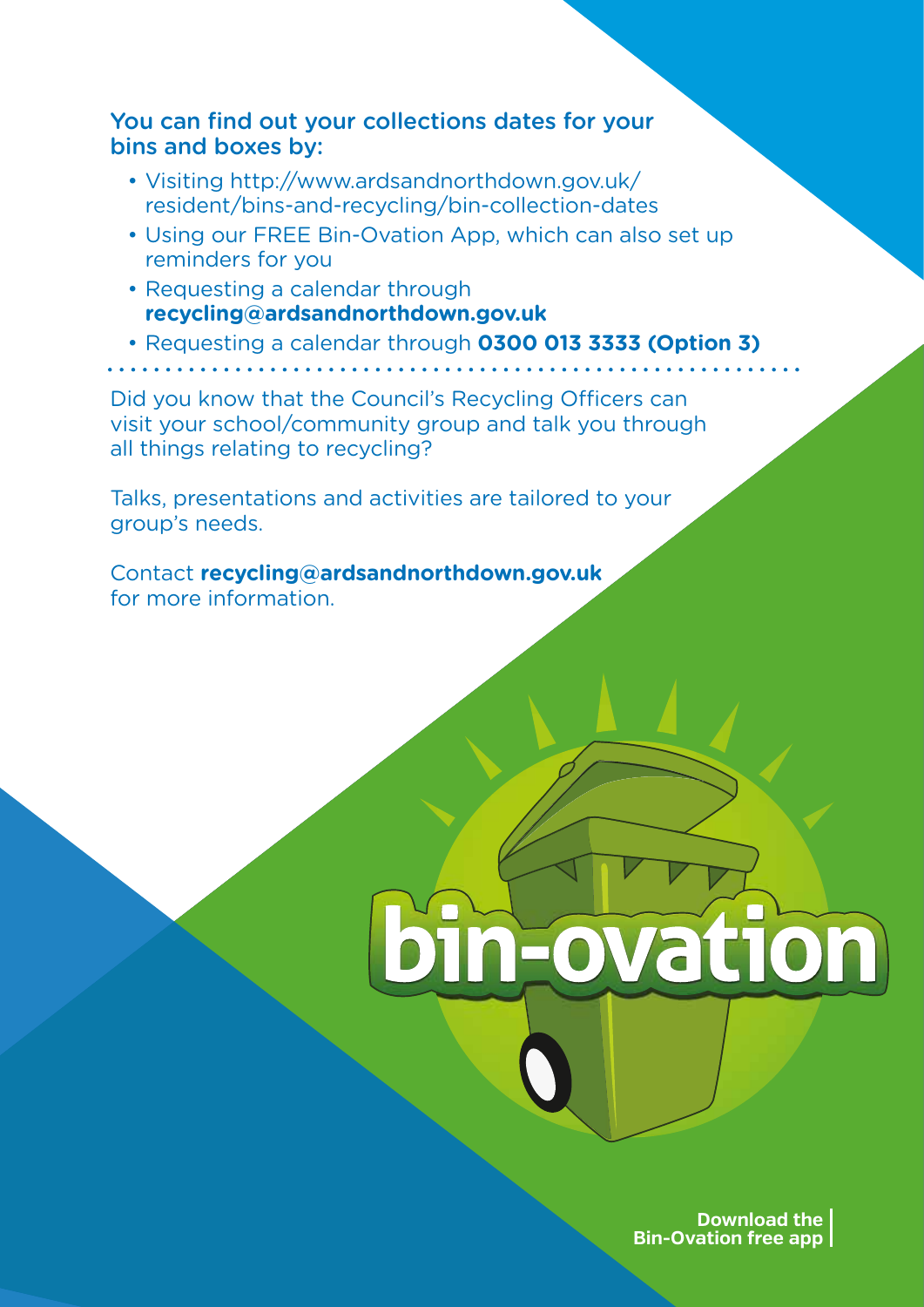## You can find out your collections dates for your bins and boxes by:

- Visiting http://www.ardsandnorthdown.gov.uk/resident/bins-and-recycling/bin-collection-dates
- Using our FREE Bin-Ovation App, which can also set up reminders for you
- Requesting a calendar through **recycling@ardsandnorthdown.gov.uk**
- Requesting a calendar through **0300 013 3333 (Option 3)**

Did you know that the Council's Recycling Officers can visit your school/community group and talk you through all things relating to recycling?

Talks, presentations and activities are tailored to your group's needs.

Contact **recycling@ardsandnorthdown.gov.uk** for more information.

bin-ovation

**Download the Bin-Ovation free app**